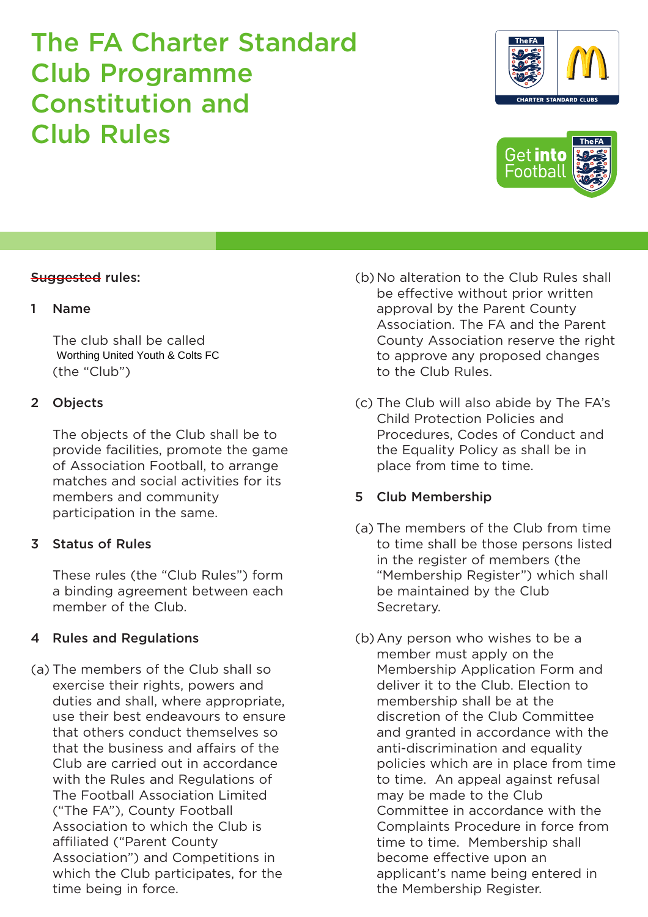# The FA Charter Standard Club Programme Constitution and Club Rules

~~Suggested~~ rules:

## 1 Name

The club shall be called Worthing United Youth & Colts FC (the "Club")

## 2 Objects

The objects of the Club shall be to provide facilities, promote the game of Association Football, to arrange matches and social activities for its members and community participation in the same.

## 3 Status of Rules

These rules (the "Club Rules") form a binding agreement between each member of the Club.

## 4 Rules and Regulations

(a) The members of the Club shall so exercise their rights, powers and duties and shall, where appropriate, use their best endeavours to ensure that others conduct themselves so that the business and affairs of the Club are carried out in accordance with the Rules and Regulations of The Football Association Limited ("The FA"), County Football Association to which the Club is affiliated ("Parent County Association") and Competitions in which the Club participates, for the time being in force.

(b) No alteration to the Club Rules shall be effective without prior written approval by the Parent County Association. The FA and the Parent County Association reserve the right to approve any proposed changes to the Club Rules.

(c) The Club will also abide by The FA's Child Protection Policies and Procedures, Codes of Conduct and the Equality Policy as shall be in place from time to time.

## 5 Club Membership

(a) The members of the Club from time to time shall be those persons listed in the register of members (the "Membership Register") which shall be maintained by the Club Secretary.

(b) Any person who wishes to be a member must apply on the Membership Application Form and deliver it to the Club. Election to membership shall be at the discretion of the Club Committee and granted in accordance with the anti-discrimination and equality policies which are in place from time to time. An appeal against refusal may be made to the Club Committee in accordance with the Complaints Procedure in force from time to time. Membership shall become effective upon an applicant's name being entered in the Membership Register.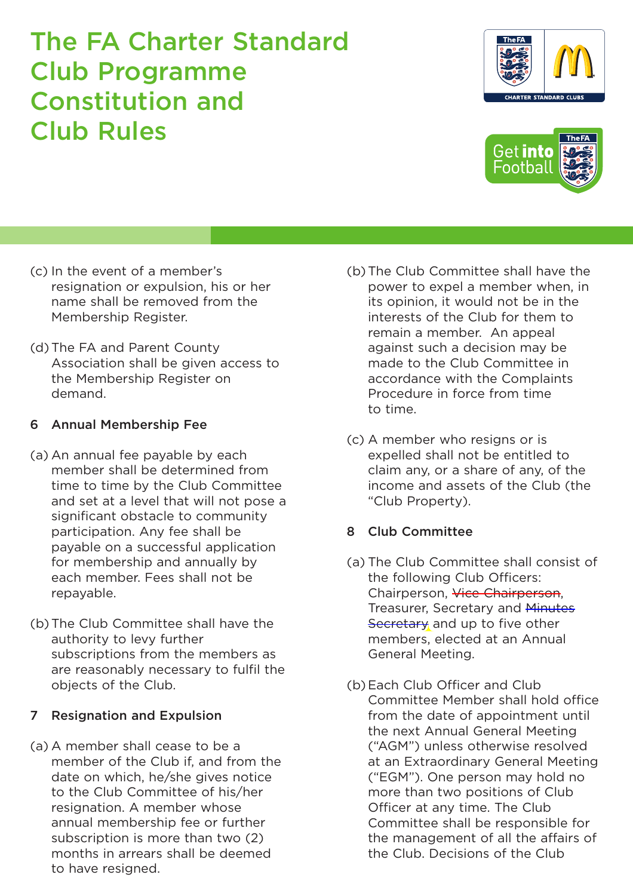# The FA Charter Standard Club Programme Constitution and Club Rules

(c) In the event of a member's resignation or expulsion, his or her name shall be removed from the Membership Register.

(d) The FA and Parent County Association shall be given access to the Membership Register on demand.

### 6 Annual Membership Fee

(a) An annual fee payable by each member shall be determined from time to time by the Club Committee and set at a level that will not pose a significant obstacle to community participation. Any fee shall be payable on a successful application for membership and annually by each member. Fees shall not be repayable.

(b) The Club Committee shall have the authority to levy further subscriptions from the members as are reasonably necessary to fulfil the objects of the Club.

### 7 Resignation and Expulsion

(a) A member shall cease to be a member of the Club if, and from the date on which, he/she gives notice to the Club Committee of his/her resignation. A member whose annual membership fee or further subscription is more than two (2) months in arrears shall be deemed to have resigned.

(b) The Club Committee shall have the power to expel a member when, in its opinion, it would not be in the interests of the Club for them to remain a member. An appeal against such a decision may be made to the Club Committee in accordance with the Complaints Procedure in force from time to time.

(c) A member who resigns or is expelled shall not be entitled to claim any, or a share of any, of the income and assets of the Club (the "Club Property).

### 8 Club Committee

(a) The Club Committee shall consist of the following Club Officers: Chairperson, ~~Vice Chairperson~~, Treasurer, Secretary and ~~Minutes Secretary~~ and up to five other members, elected at an Annual General Meeting.

(b) Each Club Officer and Club Committee Member shall hold office from the date of appointment until the next Annual General Meeting ("AGM") unless otherwise resolved at an Extraordinary General Meeting ("EGM"). One person may hold no more than two positions of Club Officer at any time. The Club Committee shall be responsible for the management of all the affairs of the Club. Decisions of the Club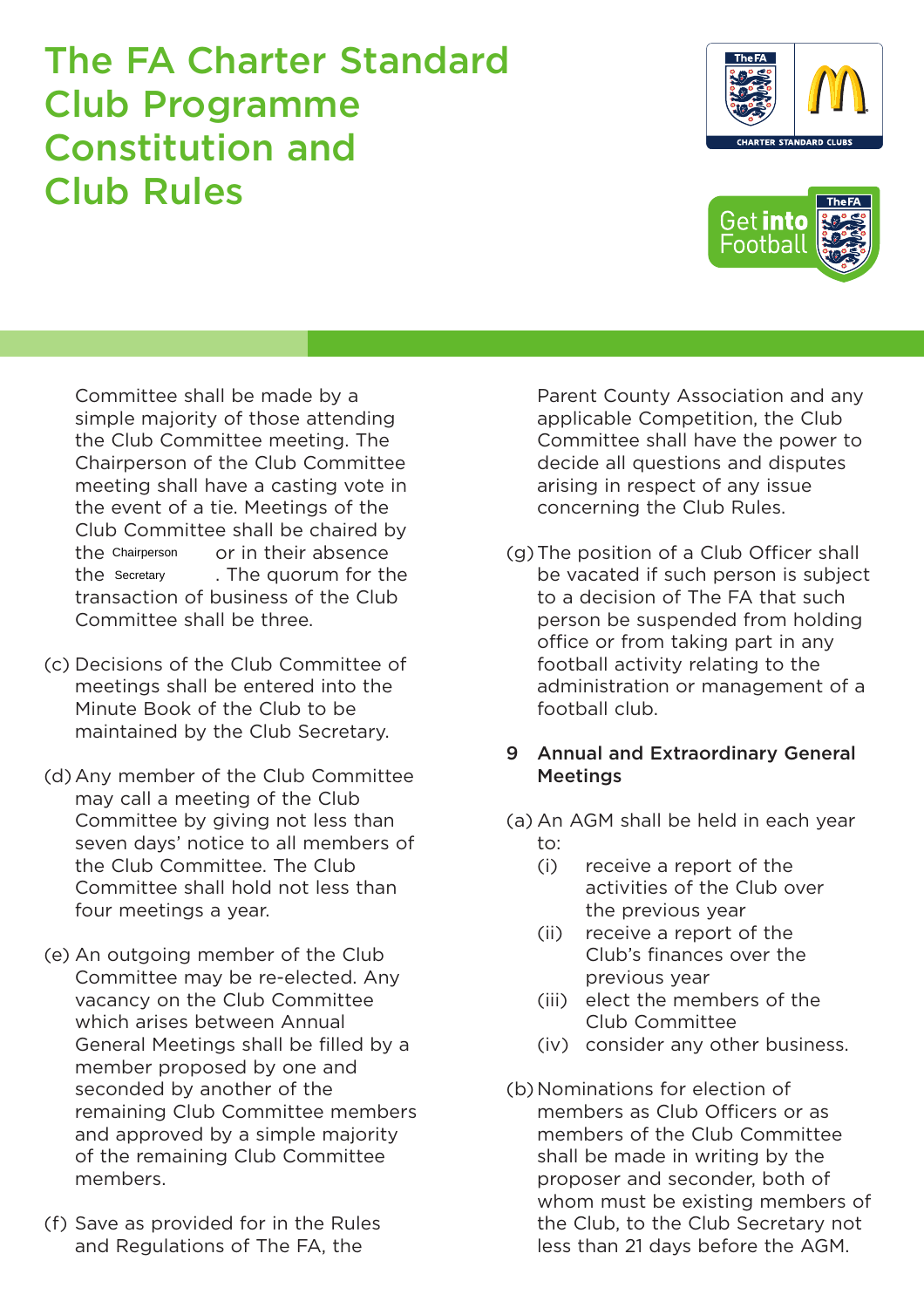# The FA Charter Standard Club Programme Constitution and Club Rules

Committee shall be made by a simple majority of those attending the Club Committee meeting. The Chairperson of the Club Committee meeting shall have a casting vote in the event of a tie. Meetings of the Club Committee shall be chaired by the Chairperson or in their absence the Secretary. The quorum for the transaction of business of the Club Committee shall be three.

(c) Decisions of the Club Committee of meetings shall be entered into the Minute Book of the Club to be maintained by the Club Secretary.

(d) Any member of the Club Committee may call a meeting of the Club Committee by giving not less than seven days' notice to all members of the Club Committee. The Club Committee shall hold not less than four meetings a year.

(e) An outgoing member of the Club Committee may be re-elected. Any vacancy on the Club Committee which arises between Annual General Meetings shall be filled by a member proposed by one and seconded by another of the remaining Club Committee members and approved by a simple majority of the remaining Club Committee members.

(f) Save as provided for in the Rules and Regulations of The FA, the Parent County Association and any applicable Competition, the Club Committee shall have the power to decide all questions and disputes arising in respect of any issue concerning the Club Rules.

(g) The position of a Club Officer shall be vacated if such person is subject to a decision of The FA that such person be suspended from holding office or from taking part in any football activity relating to the administration or management of a football club.

## 9 Annual and Extraordinary General Meetings

(a) An AGM shall be held in each year to:

- (i) receive a report of the activities of the Club over the previous year
- (ii) receive a report of the Club's finances over the previous year
- (iii) elect the members of the Club Committee
- (iv) consider any other business.

(b) Nominations for election of members as Club Officers or as members of the Club Committee shall be made in writing by the proposer and seconder, both of whom must be existing members of the Club, to the Club Secretary not less than 21 days before the AGM.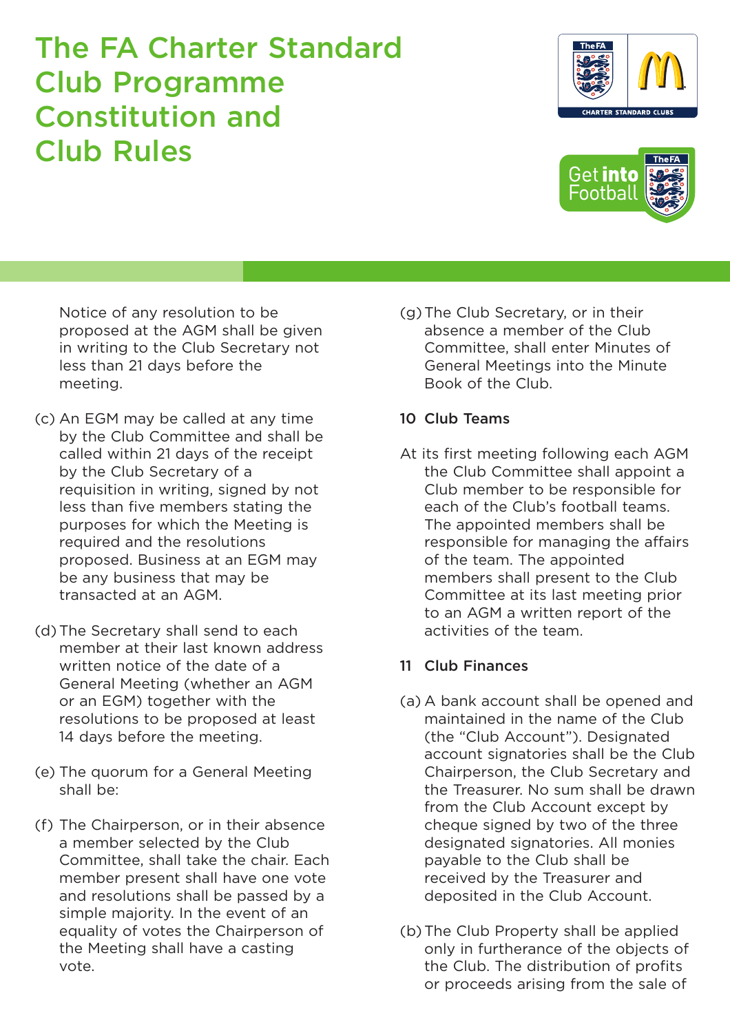# The FA Charter Standard Club Programme Constitution and Club Rules

Notice of any resolution to be proposed at the AGM shall be given in writing to the Club Secretary not less than 21 days before the meeting.

(c) An EGM may be called at any time by the Club Committee and shall be called within 21 days of the receipt by the Club Secretary of a requisition in writing, signed by not less than five members stating the purposes for which the Meeting is required and the resolutions proposed. Business at an EGM may be any business that may be transacted at an AGM.

(d) The Secretary shall send to each member at their last known address written notice of the date of a General Meeting (whether an AGM or an EGM) together with the resolutions to be proposed at least 14 days before the meeting.

(e) The quorum for a General Meeting shall be:

(f) The Chairperson, or in their absence a member selected by the Club Committee, shall take the chair. Each member present shall have one vote and resolutions shall be passed by a simple majority. In the event of an equality of votes the Chairperson of the Meeting shall have a casting vote.

(g) The Club Secretary, or in their absence a member of the Club Committee, shall enter Minutes of General Meetings into the Minute Book of the Club.

**10 Club Teams**

At its first meeting following each AGM the Club Committee shall appoint a Club member to be responsible for each of the Club's football teams. The appointed members shall be responsible for managing the affairs of the team. The appointed members shall present to the Club Committee at its last meeting prior to an AGM a written report of the activities of the team.

**11 Club Finances**

(a) A bank account shall be opened and maintained in the name of the Club (the "Club Account"). Designated account signatories shall be the Club Chairperson, the Club Secretary and the Treasurer. No sum shall be drawn from the Club Account except by cheque signed by two of the three designated signatories. All monies payable to the Club shall be received by the Treasurer and deposited in the Club Account.

(b) The Club Property shall be applied only in furtherance of the objects of the Club. The distribution of profits or proceeds arising from the sale of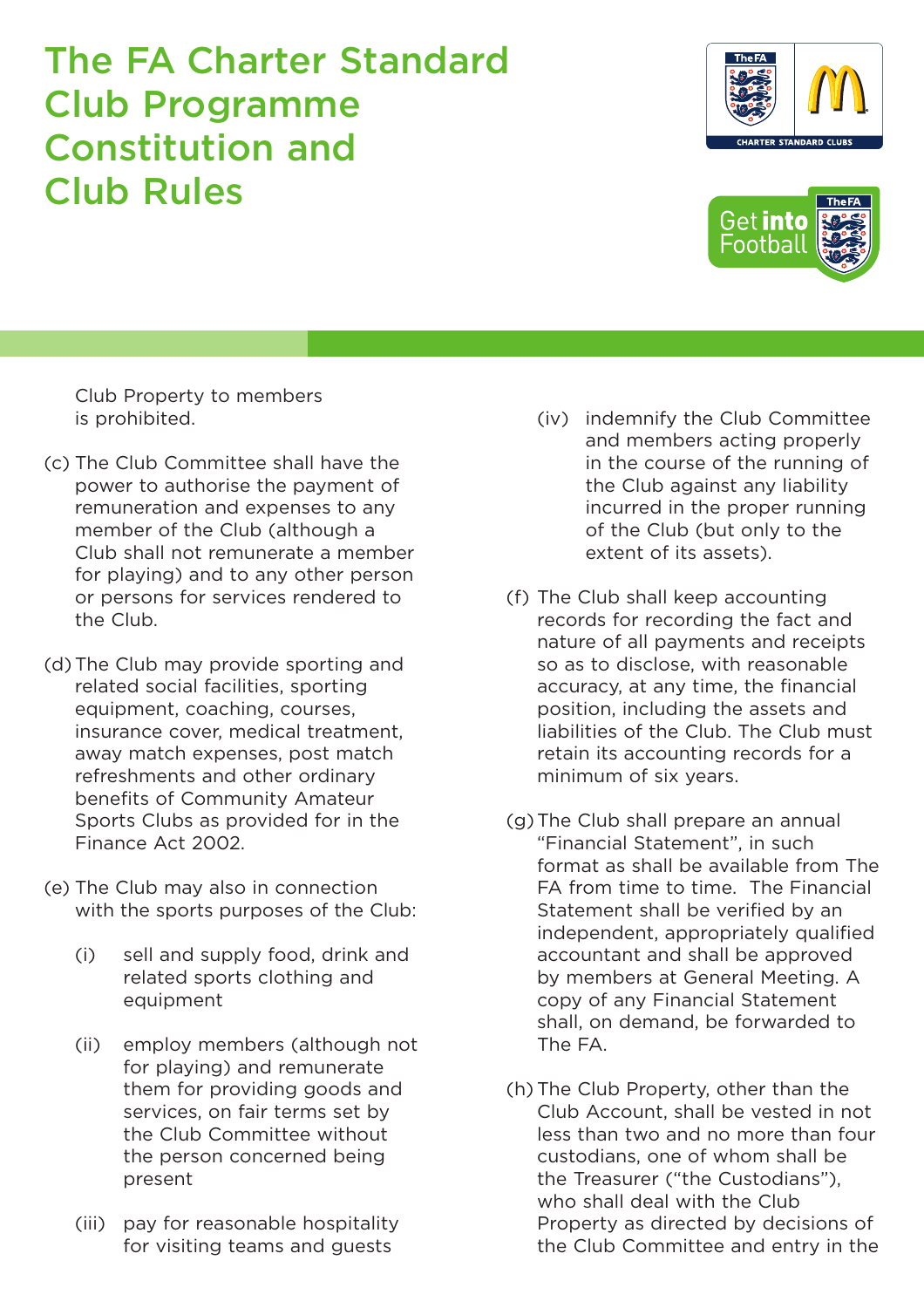# The FA Charter Standard Club Programme Constitution and Club Rules

Club Property to members is prohibited.

(c) The Club Committee shall have the power to authorise the payment of remuneration and expenses to any member of the Club (although a Club shall not remunerate a member for playing) and to any other person or persons for services rendered to the Club.

(d) The Club may provide sporting and related social facilities, sporting equipment, coaching, courses, insurance cover, medical treatment, away match expenses, post match refreshments and other ordinary benefits of Community Amateur Sports Clubs as provided for in the Finance Act 2002.

(e) The Club may also in connection with the sports purposes of the Club:

- (i) sell and supply food, drink and related sports clothing and equipment
- (ii) employ members (although not for playing) and remunerate them for providing goods and services, on fair terms set by the Club Committee without the person concerned being present
- (iii) pay for reasonable hospitality for visiting teams and guests
- (iv) indemnify the Club Committee and members acting properly in the course of the running of the Club against any liability incurred in the proper running of the Club (but only to the extent of its assets).

(f) The Club shall keep accounting records for recording the fact and nature of all payments and receipts so as to disclose, with reasonable accuracy, at any time, the financial position, including the assets and liabilities of the Club. The Club must retain its accounting records for a minimum of six years.

(g) The Club shall prepare an annual "Financial Statement", in such format as shall be available from The FA from time to time. The Financial Statement shall be verified by an independent, appropriately qualified accountant and shall be approved by members at General Meeting. A copy of any Financial Statement shall, on demand, be forwarded to The FA.

(h) The Club Property, other than the Club Account, shall be vested in not less than two and no more than four custodians, one of whom shall be the Treasurer ("the Custodians"), who shall deal with the Club Property as directed by decisions of the Club Committee and entry in the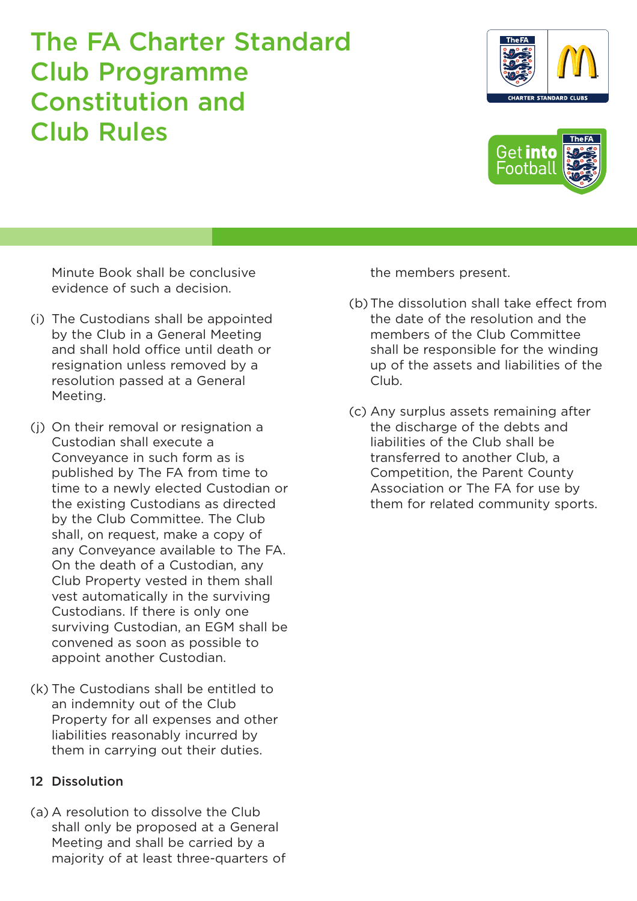# The FA Charter Standard Club Programme Constitution and Club Rules

Minute Book shall be conclusive evidence of such a decision.

(i) The Custodians shall be appointed by the Club in a General Meeting and shall hold office until death or resignation unless removed by a resolution passed at a General Meeting.

(j) On their removal or resignation a Custodian shall execute a Conveyance in such form as is published by The FA from time to time to a newly elected Custodian or the existing Custodians as directed by the Club Committee. The Club shall, on request, make a copy of any Conveyance available to The FA. On the death of a Custodian, any Club Property vested in them shall vest automatically in the surviving Custodians. If there is only one surviving Custodian, an EGM shall be convened as soon as possible to appoint another Custodian.

(k) The Custodians shall be entitled to an indemnity out of the Club Property for all expenses and other liabilities reasonably incurred by them in carrying out their duties.

## 12 Dissolution

(a) A resolution to dissolve the Club shall only be proposed at a General Meeting and shall be carried by a majority of at least three-quarters of the members present.

(b) The dissolution shall take effect from the date of the resolution and the members of the Club Committee shall be responsible for the winding up of the assets and liabilities of the Club.

(c) Any surplus assets remaining after the discharge of the debts and liabilities of the Club shall be transferred to another Club, a Competition, the Parent County Association or The FA for use by them for related community sports.